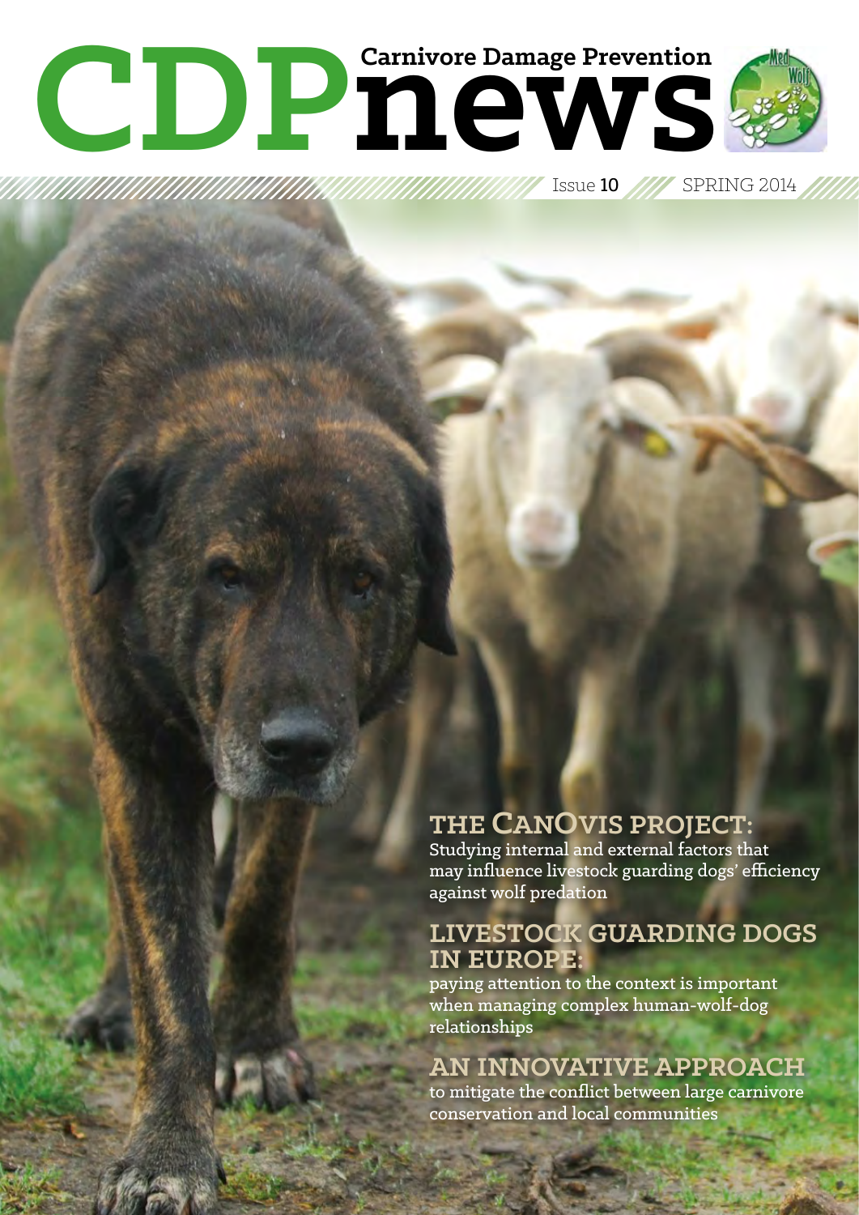# CDPnews

**Carnivore Damage Prevention**

Issue **10** SPRING 2014

## THE CANOVIS PROJECT:

Studying internal and external factors that may influence livestock guarding dogs' efficiency against wolf predation

## LIVESTOCK GUARDING DOGS IN EUROPE:

paying attention to the context is important when managing complex human-wolf-dog relationships

## AN INNOVATIVE APPROACH

to mitigate the conflict between large carnivore conservation and local communities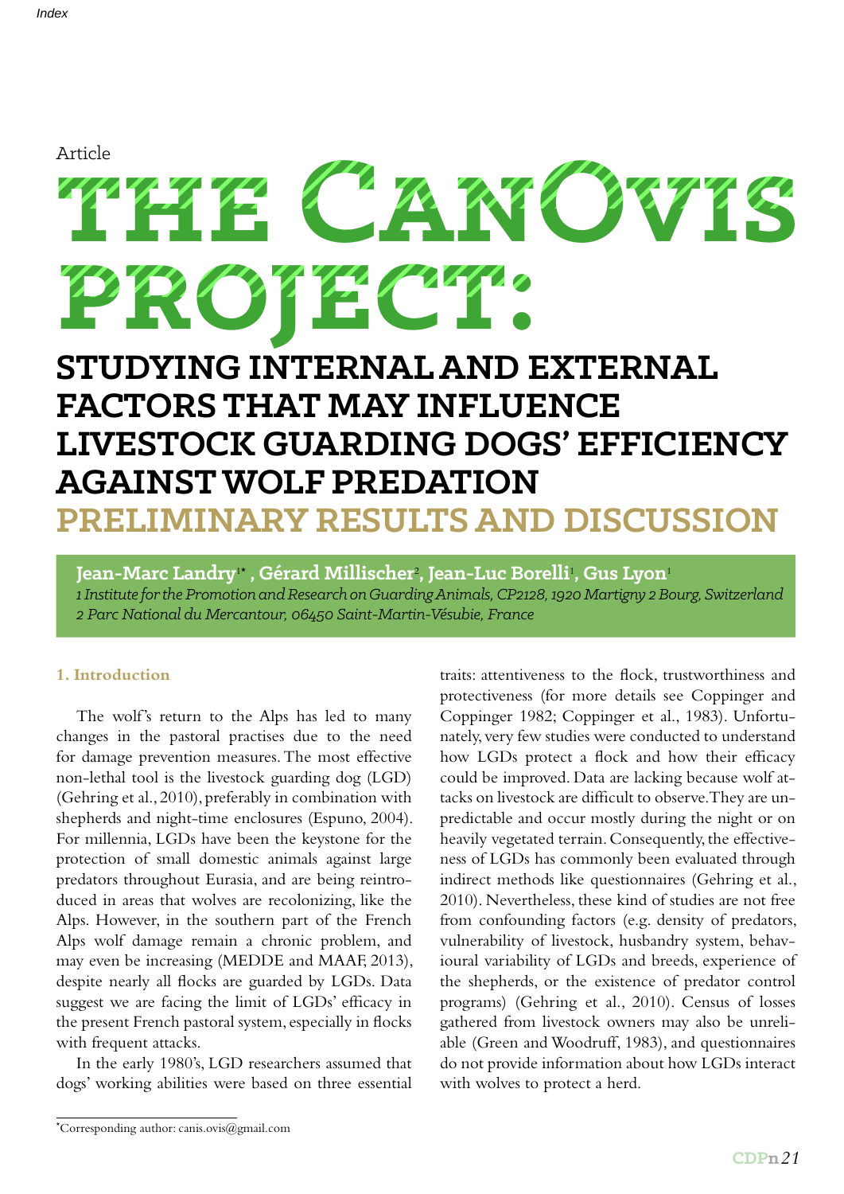Article

# THE CANOVIS PROJECT:

## STUDYING INTERNAL AND EXTERNAL FACTORS THAT MAY INFLUENCE LIVESTOCK GUARDING DOGS' EFFICIENCY AGAINST WOLF PREDATION

## PRELIMINARY RESULTS AND DISCUSSION

**Jean-Marc Landry[1*], Gérard Millischer[2], Jean-Luc Borelli[1], Gus Lyon[1]**

*1 Institute for the Promotion and Research on Guarding Animals, CP2128, 1920 Martigny 2 Bourg, Switzerland*
*2 Parc National du Mercantour, 06450 Saint-Martin-Vésubie, France*

### 1. Introduction

The wolf's return to the Alps has led to many changes in the pastoral practises due to the need for damage prevention measures. The most effective non-lethal tool is the livestock guarding dog (LGD) (Gehring et al., 2010), preferably in combination with shepherds and night-time enclosures (Espuno, 2004). For millennia, LGDs have been the keystone for the protection of small domestic animals against large predators throughout Eurasia, and are being reintroduced in areas that wolves are recolonizing, like the Alps. However, in the southern part of the French Alps wolf damage remain a chronic problem, and may even be increasing (MEDDE and MAAF, 2013), despite nearly all flocks are guarded by LGDs. Data suggest we are facing the limit of LGDs' efficacy in the present French pastoral system, especially in flocks with frequent attacks.

In the early 1980's, LGD researchers assumed that dogs' working abilities were based on three essential traits: attentiveness to the flock, trustworthiness and protectiveness (for more details see Coppinger and Coppinger 1982; Coppinger et al., 1983). Unfortunately, very few studies were conducted to understand how LGDs protect a flock and how their efficacy could be improved. Data are lacking because wolf attacks on livestock are difficult to observe. They are unpredictable and occur mostly during the night or on heavily vegetated terrain. Consequently, the effectiveness of LGDs has commonly been evaluated through indirect methods like questionnaires (Gehring et al., 2010). Nevertheless, these kind of studies are not free from confounding factors (e.g. density of predators, vulnerability of livestock, husbandry system, behavioural variability of LGDs and breeds, experience of the shepherds, or the existence of predator control programs) (Gehring et al., 2010). Census of losses gathered from livestock owners may also be unreliable (Green and Woodruff, 1983), and questionnaires do not provide information about how LGDs interact with wolves to protect a herd.

*Corresponding author: canis.ovis@gmail.com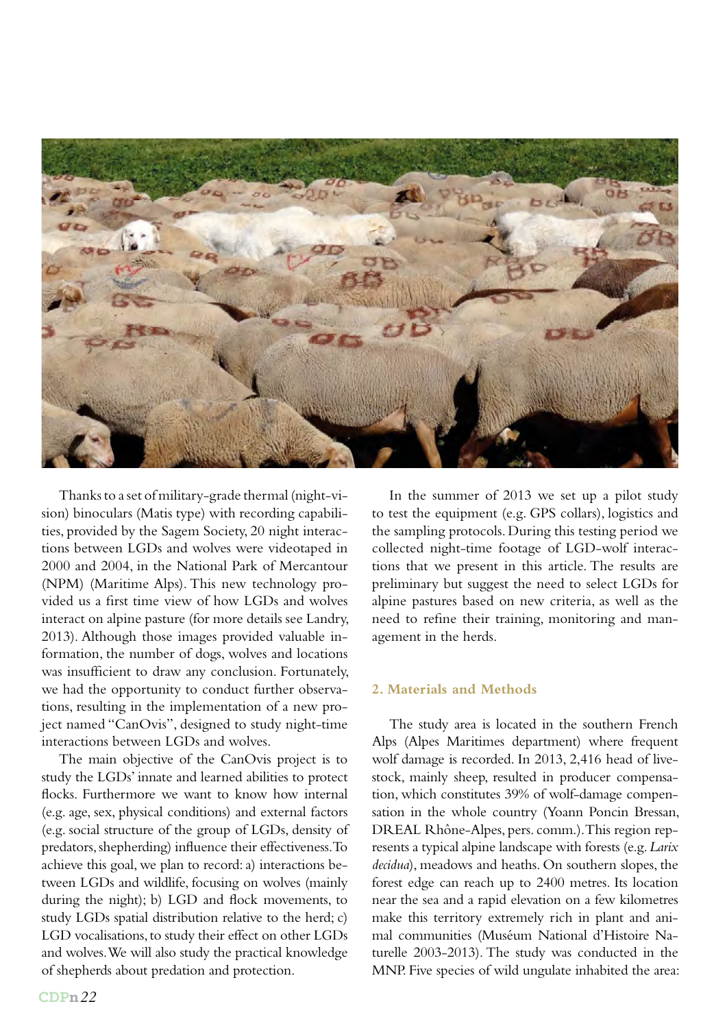Thanks to a set of military-grade thermal (night-vision) binoculars (Matis type) with recording capabilities, provided by the Sagem Society, 20 night interactions between LGDs and wolves were videotaped in 2000 and 2004, in the National Park of Mercantour (NPM) (Maritime Alps). This new technology provided us a first time view of how LGDs and wolves interact on alpine pasture (for more details see Landry, 2013). Although those images provided valuable information, the number of dogs, wolves and locations was insufficient to draw any conclusion. Fortunately, we had the opportunity to conduct further observations, resulting in the implementation of a new project named "CanOvis", designed to study night-time interactions between LGDs and wolves.

The main objective of the CanOvis project is to study the LGDs' innate and learned abilities to protect flocks. Furthermore we want to know how internal (e.g. age, sex, physical conditions) and external factors (e.g. social structure of the group of LGDs, density of predators, shepherding) influence their effectiveness. To achieve this goal, we plan to record: a) interactions between LGDs and wildlife, focusing on wolves (mainly during the night); b) LGD and flock movements, to study LGDs spatial distribution relative to the herd; c) LGD vocalisations, to study their effect on other LGDs and wolves. We will also study the practical knowledge of shepherds about predation and protection.

In the summer of 2013 we set up a pilot study to test the equipment (e.g. GPS collars), logistics and the sampling protocols. During this testing period we collected night-time footage of LGD-wolf interactions that we present in this article. The results are preliminary but suggest the need to select LGDs for alpine pastures based on new criteria, as well as the need to refine their training, monitoring and management in the herds.

## 2. Materials and Methods

The study area is located in the southern French Alps (Alpes Maritimes department) where frequent wolf damage is recorded. In 2013, 2,416 head of livestock, mainly sheep, resulted in producer compensation, which constitutes 39% of wolf-damage compensation in the whole country (Yoann Poncin Bressan, DREAL Rhône-Alpes, pers. comm.). This region represents a typical alpine landscape with forests (e.g. *Larix decidua*), meadows and heaths. On southern slopes, the forest edge can reach up to 2400 metres. Its location near the sea and a rapid elevation on a few kilometres make this territory extremely rich in plant and animal communities (Muséum National d'Histoire Naturelle 2003-2013). The study was conducted in the MNP. Five species of wild ungulate inhabited the area: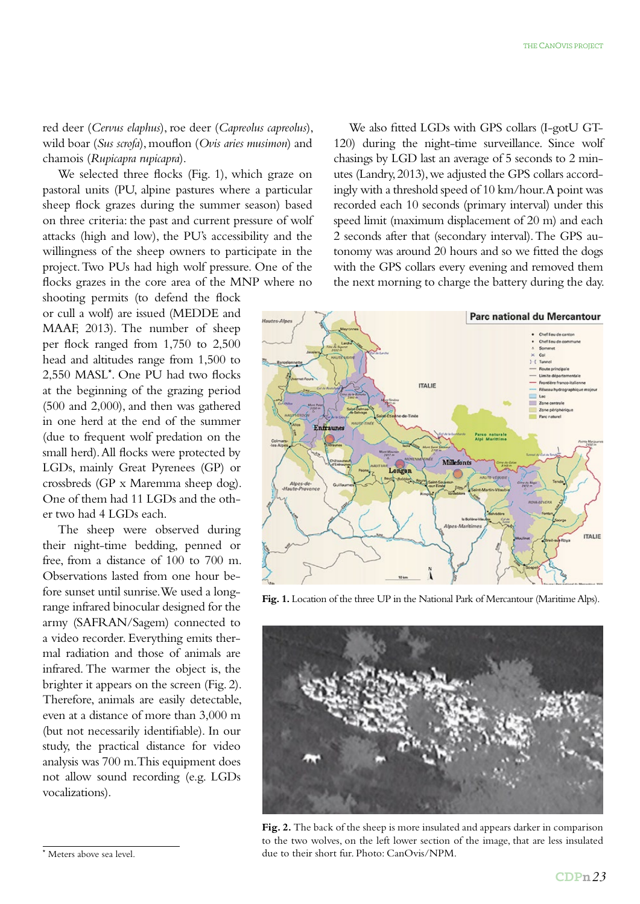red deer (*Cervus elaphus*), roe deer (*Capreolus capreolus*), wild boar (*Sus scrofa*), mouflon (*Ovis aries musimon*) and chamois (*Rupicapra rupicapra*).

We selected three flocks (Fig. 1), which graze on pastoral units (PU, alpine pastures where a particular sheep flock grazes during the summer season) based on three criteria: the past and current pressure of wolf attacks (high and low), the PU's accessibility and the willingness of the sheep owners to participate in the project. Two PUs had high wolf pressure. One of the flocks grazes in the core area of the MNP where no shooting permits (to defend the flock or cull a wolf) are issued (MEDDE and MAAF, 2013). The number of sheep per flock ranged from 1,750 to 2,500 head and altitudes range from 1,500 to 2,550 MASL*. One PU had two flocks at the beginning of the grazing period (500 and 2,000), and then was gathered in one herd at the end of the summer (due to frequent wolf predation on the small herd). All flocks were protected by LGDs, mainly Great Pyrenees (GP) or crossbreds (GP x Maremma sheep dog). One of them had 11 LGDs and the other two had 4 LGDs each.

The sheep were observed during their night-time bedding, penned or free, from a distance of 100 to 700 m. Observations lasted from one hour before sunset until sunrise. We used a long-range infrared binocular designed for the army (SAFRAN/Sagem) connected to a video recorder. Everything emits thermal radiation and those of animals are infrared. The warmer the object is, the brighter it appears on the screen (Fig. 2). Therefore, animals are easily detectable, even at a distance of more than 3,000 m (but not necessarily identifiable). In our study, the practical distance for video analysis was 700 m. This equipment does not allow sound recording (e.g. LGDs vocalizations).

We also fitted LGDs with GPS collars (I-gotU GT-120) during the night-time surveillance. Since wolf chasings by LGD last an average of 5 seconds to 2 minutes (Landry, 2013), we adjusted the GPS collars accordingly with a threshold speed of 10 km/hour. A point was recorded each 10 seconds (primary interval) under this speed limit (maximum displacement of 20 m) and each 2 seconds after that (secondary interval). The GPS autonomy was around 20 hours and so we fitted the dogs with the GPS collars every evening and removed them the next morning to charge the battery during the day.

**Fig. 1.** Location of the three UP in the National Park of Mercantour (Maritime Alps).

**Fig. 2.** The back of the sheep is more insulated and appears darker in comparison to the two wolves, on the left lower section of the image, that are less insulated due to their short fur. Photo: CanOvis/NPM.

* Meters above sea level.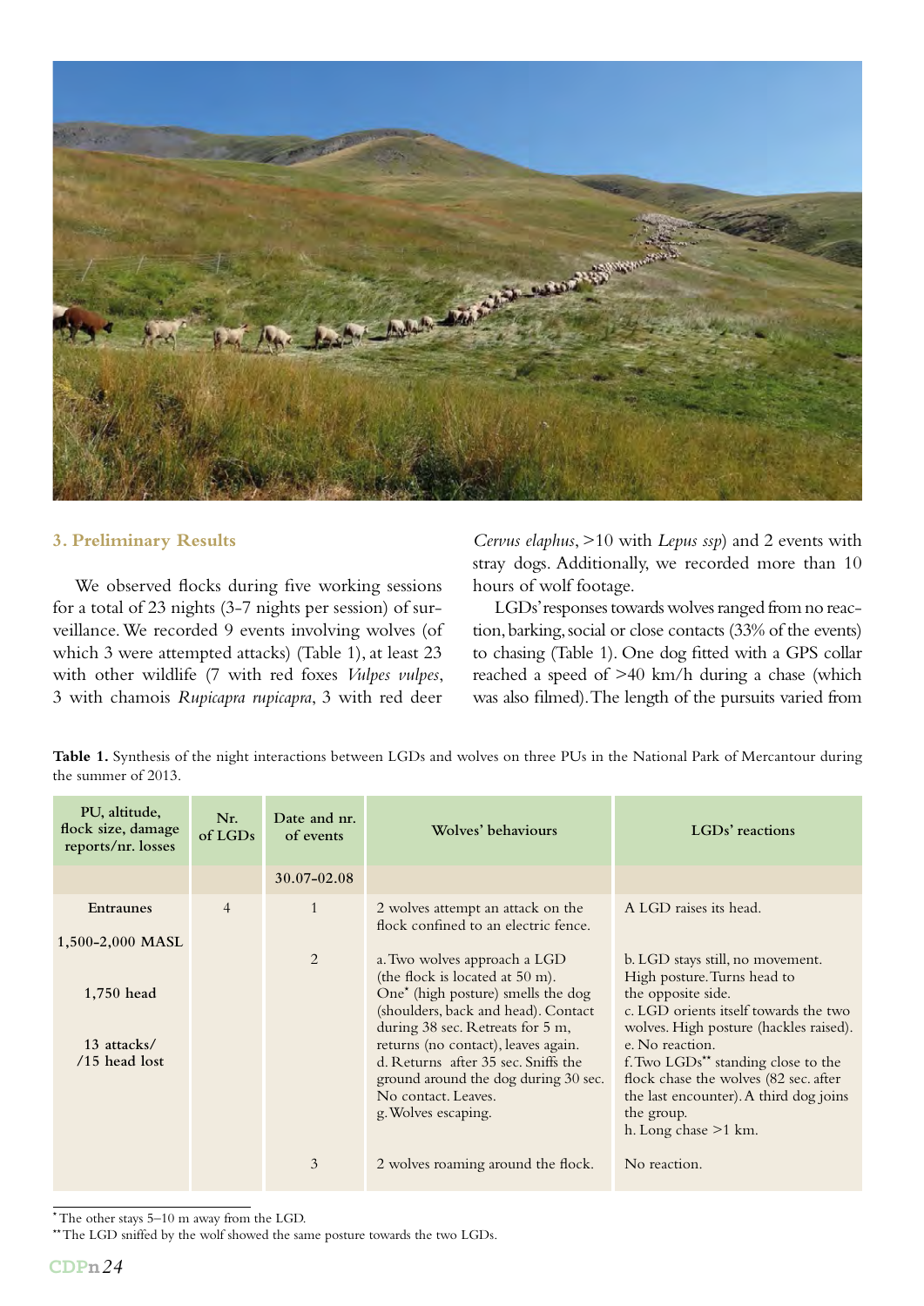## 3. Preliminary Results

We observed flocks during five working sessions for a total of 23 nights (3-7 nights per session) of surveillance. We recorded 9 events involving wolves (of which 3 were attempted attacks) (Table 1), at least 23 with other wildlife (7 with red foxes *Vulpes vulpes*, 3 with chamois *Rupicapra rupicapra*, 3 with red deer *Cervus elaphus*, >10 with *Lepus ssp*) and 2 events with stray dogs. Additionally, we recorded more than 10 hours of wolf footage.

LGDs' responses towards wolves ranged from no reaction, barking, social or close contacts (33% of the events) to chasing (Table 1). One dog fitted with a GPS collar reached a speed of >40 km/h during a chase (which was also filmed). The length of the pursuits varied from

**Table 1.** Synthesis of the night interactions between LGDs and wolves on three PUs in the National Park of Mercantour during the summer of 2013.

| PU, altitude, flock size, damage reports/nr. losses | Nr. of LGDs | Date and nr. of events | Wolves' behaviours | LGDs' reactions |
|---|---|---|---|---|
| | | 30.07-02.08 | | |
| **Entraunes** | 4 | 1 | 2 wolves attempt an attack on the flock confined to an electric fence. | A LGD raises its head. |
| 1,500-2,000 MASL<br><br>1,750 head<br><br>13 attacks/ /15 head lost | | 2 | a. Two wolves approach a LGD (the flock is located at 50 m). One* (high posture) smells the dog (shoulders, back and head). Contact during 38 sec. Retreats for 5 m, returns (no contact), leaves again.<br>d. Returns after 35 sec. Sniffs the ground around the dog during 30 sec. No contact. Leaves.<br>g. Wolves escaping. | b. LGD stays still, no movement. High posture. Turns head to the opposite side.<br>c. LGD orients itself towards the two wolves. High posture (hackles raised).<br>e. No reaction.<br>f. Two LGDs** standing close to the flock chase the wolves (82 sec. after the last encounter). A third dog joins the group.<br>h. Long chase >1 km. |
| | | 3 | 2 wolves roaming around the flock. | No reaction. |

\* The other stays 5–10 m away from the LGD.

\*\* The LGD sniffed by the wolf showed the same posture towards the two LGDs.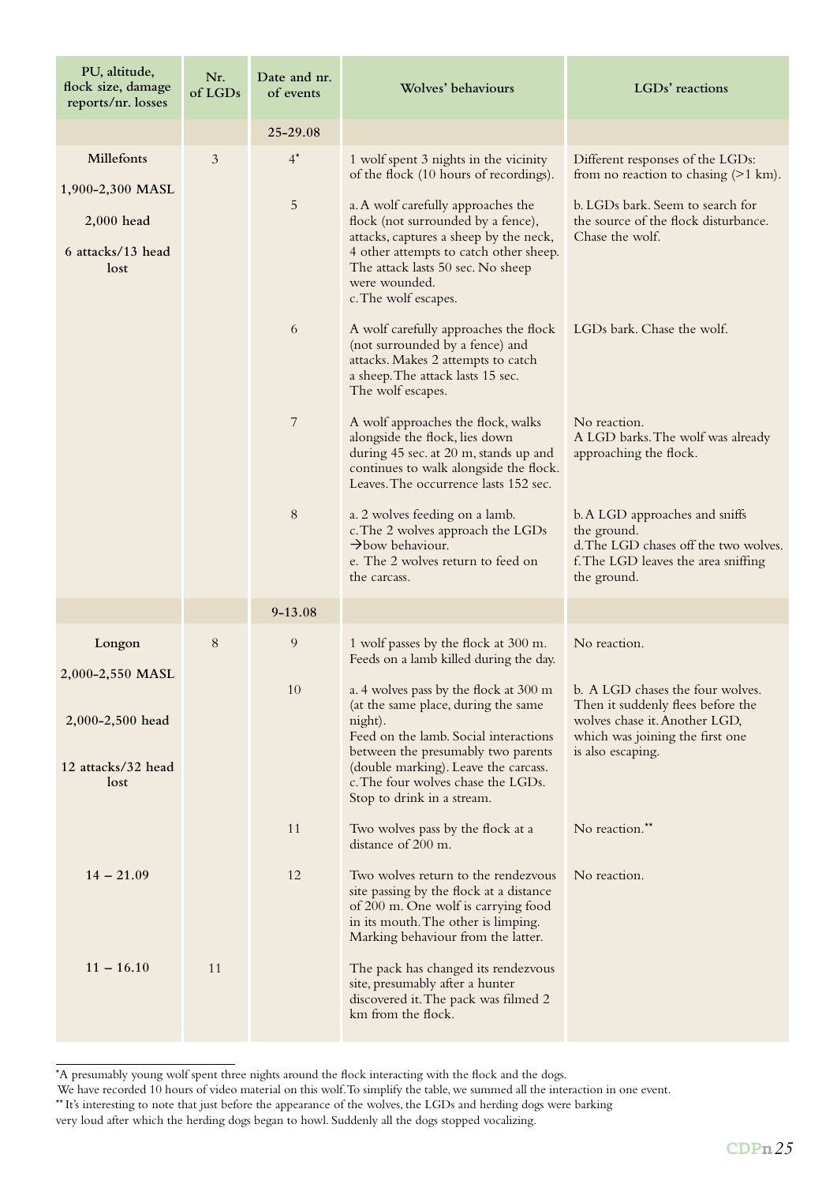| PU, altitude, flock size, damage reports/nr. losses | Nr. of LGDs | Date and nr. of events | Wolves' behaviours | LGDs' reactions |
|---|---|---|---|---|
| | | 25-29.08 | | |
| Millefonts<br>1,900-2,300 MASL<br>2,000 head<br>6 attacks/13 head lost | 3 | 4* | 1 wolf spent 3 nights in the vicinity of the flock (10 hours of recordings). | Different responses of the LGDs: from no reaction to chasing (>1 km). |
| | | 5 | a. A wolf carefully approaches the flock (not surrounded by a fence), attacks, captures a sheep by the neck, 4 other attempts to catch other sheep. The attack lasts 50 sec. No sheep were wounded.<br>c. The wolf escapes. | b. LGDs bark. Seem to search for the source of the flock disturbance. Chase the wolf. |
| | | 6 | A wolf carefully approaches the flock (not surrounded by a fence) and attacks. Makes 2 attempts to catch a sheep. The attack lasts 15 sec. The wolf escapes. | LGDs bark. Chase the wolf. |
| | | 7 | A wolf approaches the flock, walks alongside the flock, lies down during 45 sec. at 20 m, stands up and continues to walk alongside the flock. Leaves. The occurrence lasts 152 sec. | No reaction.<br>A LGD barks. The wolf was already approaching the flock. |
| | | 8 | a. 2 wolves feeding on a lamb.<br>c. The 2 wolves approach the LGDs →bow behaviour.<br>e. The 2 wolves return to feed on the carcass. | b. A LGD approaches and sniffs the ground.<br>d. The LGD chases off the two wolves.<br>f. The LGD leaves the area sniffing the ground. |
| | | 9-13.08 | | |
| Longon<br>2,000-2,550 MASL<br>2,000-2,500 head<br>12 attacks/32 head lost | 8 | 9 | 1 wolf passes by the flock at 300 m. Feeds on a lamb killed during the day. | No reaction. |
| | | 10 | a. 4 wolves pass by the flock at 300 m (at the same place, during the same night).<br>Feed on the lamb. Social interactions between the presumably two parents (double marking). Leave the carcass.<br>c. The four wolves chase the LGDs. Stop to drink in a stream. | b. A LGD chases the four wolves. Then it suddenly flees before the wolves chase it. Another LGD, which was joining the first one is also escaping. |
| | | 11 | Two wolves pass by the flock at a distance of 200 m. | No reaction.** |
| 14 – 21.09 | | 12 | Two wolves return to the rendezvous site passing by the flock at a distance of 200 m. One wolf is carrying food in its mouth. The other is limping. Marking behaviour from the latter. | No reaction. |
| 11 – 16.10 | 11 | | The pack has changed its rendezvous site, presumably after a hunter discovered it. The pack was filmed 2 km from the flock. | |

*A presumably young wolf spent three nights around the flock interacting with the flock and the dogs. We have recorded 10 hours of video material on this wolf. To simplify the table, we summed all the interaction in one event.

** It's interesting to note that just before the appearance of the wolves, the LGDs and herding dogs were barking very loud after which the herding dogs began to howl. Suddenly all the dogs stopped vocalizing.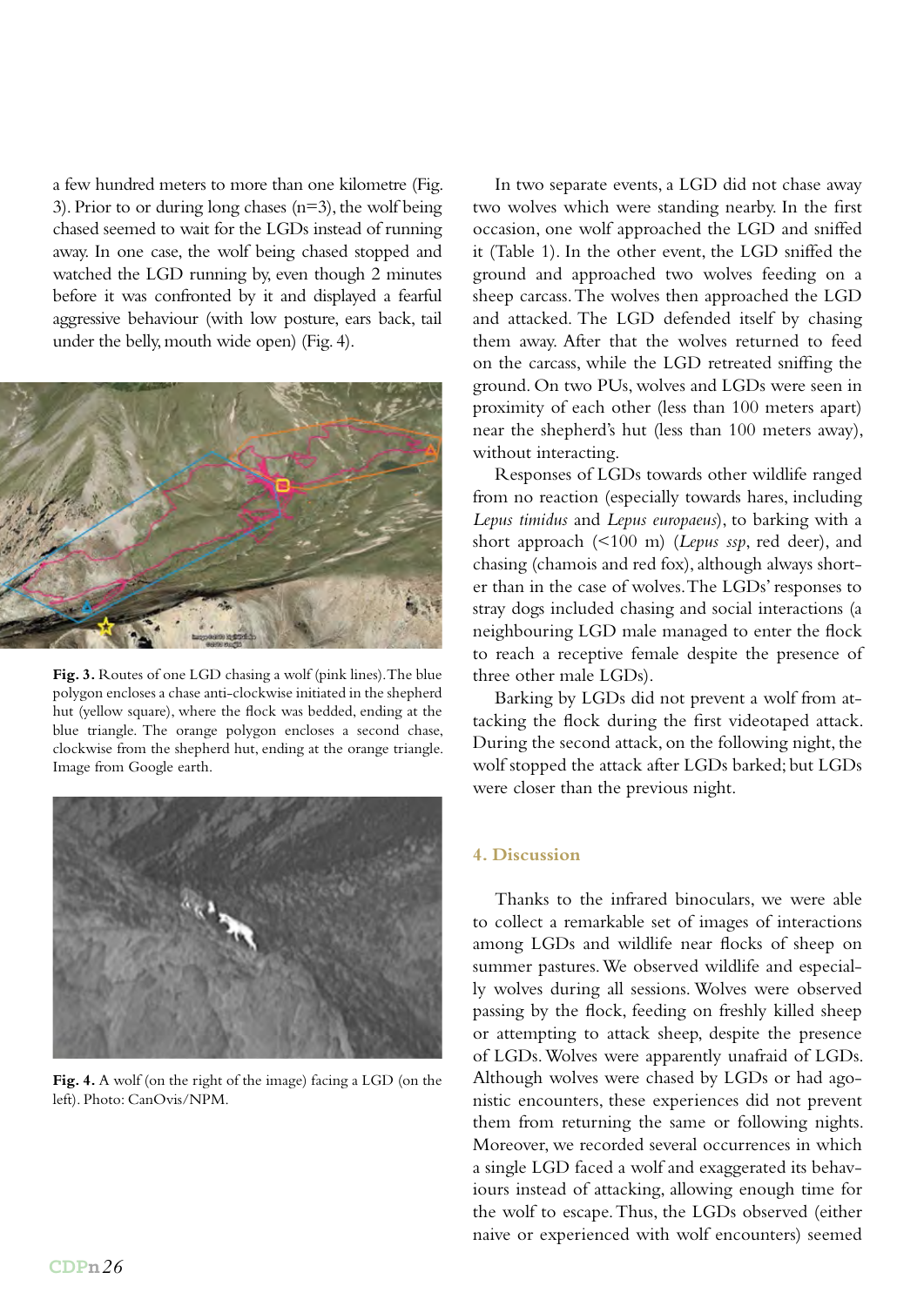a few hundred meters to more than one kilometre (Fig. 3). Prior to or during long chases (n=3), the wolf being chased seemed to wait for the LGDs instead of running away. In one case, the wolf being chased stopped and watched the LGD running by, even though 2 minutes before it was confronted by it and displayed a fearful aggressive behaviour (with low posture, ears back, tail under the belly, mouth wide open) (Fig. 4).

**Fig. 3.** Routes of one LGD chasing a wolf (pink lines). The blue polygon encloses a chase anti-clockwise initiated in the shepherd hut (yellow square), where the flock was bedded, ending at the blue triangle. The orange polygon encloses a second chase, clockwise from the shepherd hut, ending at the orange triangle. Image from Google earth.

**Fig. 4.** A wolf (on the right of the image) facing a LGD (on the left). Photo: CanOvis/NPM.

In two separate events, a LGD did not chase away two wolves which were standing nearby. In the first occasion, one wolf approached the LGD and sniffed it (Table 1). In the other event, the LGD sniffed the ground and approached two wolves feeding on a sheep carcass. The wolves then approached the LGD and attacked. The LGD defended itself by chasing them away. After that the wolves returned to feed on the carcass, while the LGD retreated sniffing the ground. On two PUs, wolves and LGDs were seen in proximity of each other (less than 100 meters apart) near the shepherd's hut (less than 100 meters away), without interacting.

Responses of LGDs towards other wildlife ranged from no reaction (especially towards hares, including *Lepus timidus* and *Lepus europaeus*), to barking with a short approach (<100 m) (*Lepus ssp*, red deer), and chasing (chamois and red fox), although always shorter than in the case of wolves. The LGDs' responses to stray dogs included chasing and social interactions (a neighbouring LGD male managed to enter the flock to reach a receptive female despite the presence of three other male LGDs).

Barking by LGDs did not prevent a wolf from attacking the flock during the first videotaped attack. During the second attack, on the following night, the wolf stopped the attack after LGDs barked; but LGDs were closer than the previous night.

## 4. Discussion

Thanks to the infrared binoculars, we were able to collect a remarkable set of images of interactions among LGDs and wildlife near flocks of sheep on summer pastures. We observed wildlife and especially wolves during all sessions. Wolves were observed passing by the flock, feeding on freshly killed sheep or attempting to attack sheep, despite the presence of LGDs. Wolves were apparently unafraid of LGDs. Although wolves were chased by LGDs or had agonistic encounters, these experiences did not prevent them from returning the same or following nights. Moreover, we recorded several occurrences in which a single LGD faced a wolf and exaggerated its behaviours instead of attacking, allowing enough time for the wolf to escape. Thus, the LGDs observed (either naive or experienced with wolf encounters) seemed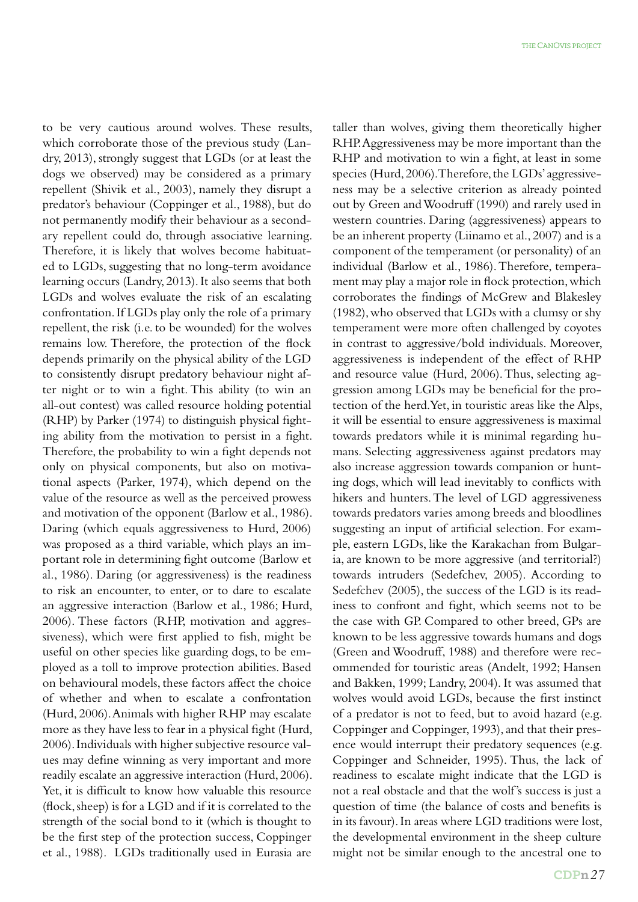to be very cautious around wolves. These results, which corroborate those of the previous study (Landry, 2013), strongly suggest that LGDs (or at least the dogs we observed) may be considered as a primary repellent (Shivik et al., 2003), namely they disrupt a predator's behaviour (Coppinger et al., 1988), but do not permanently modify their behaviour as a secondary repellent could do, through associative learning. Therefore, it is likely that wolves become habituated to LGDs, suggesting that no long-term avoidance learning occurs (Landry, 2013). It also seems that both LGDs and wolves evaluate the risk of an escalating confrontation. If LGDs play only the role of a primary repellent, the risk (i.e. to be wounded) for the wolves remains low. Therefore, the protection of the flock depends primarily on the physical ability of the LGD to consistently disrupt predatory behaviour night after night or to win a fight. This ability (to win an all-out contest) was called resource holding potential (RHP) by Parker (1974) to distinguish physical fighting ability from the motivation to persist in a fight. Therefore, the probability to win a fight depends not only on physical components, but also on motivational aspects (Parker, 1974), which depend on the value of the resource as well as the perceived prowess and motivation of the opponent (Barlow et al., 1986). Daring (which equals aggressiveness to Hurd, 2006) was proposed as a third variable, which plays an important role in determining fight outcome (Barlow et al., 1986). Daring (or aggressiveness) is the readiness to risk an encounter, to enter, or to dare to escalate an aggressive interaction (Barlow et al., 1986; Hurd, 2006). These factors (RHP, motivation and aggressiveness), which were first applied to fish, might be useful on other species like guarding dogs, to be employed as a toll to improve protection abilities. Based on behavioural models, these factors affect the choice of whether and when to escalate a confrontation (Hurd, 2006). Animals with higher RHP may escalate more as they have less to fear in a physical fight (Hurd, 2006). Individuals with higher subjective resource values may define winning as very important and more readily escalate an aggressive interaction (Hurd, 2006). Yet, it is difficult to know how valuable this resource (flock, sheep) is for a LGD and if it is correlated to the strength of the social bond to it (which is thought to be the first step of the protection success, Coppinger et al., 1988). LGDs traditionally used in Eurasia are taller than wolves, giving them theoretically higher RHP. Aggressiveness may be more important than the RHP and motivation to win a fight, at least in some species (Hurd, 2006). Therefore, the LGDs' aggressiveness may be a selective criterion as already pointed out by Green and Woodruff (1990) and rarely used in western countries. Daring (aggressiveness) appears to be an inherent property (Liinamo et al., 2007) and is a component of the temperament (or personality) of an individual (Barlow et al., 1986). Therefore, temperament may play a major role in flock protection, which corroborates the findings of McGrew and Blakesley (1982), who observed that LGDs with a clumsy or shy temperament were more often challenged by coyotes in contrast to aggressive/bold individuals. Moreover, aggressiveness is independent of the effect of RHP and resource value (Hurd, 2006). Thus, selecting aggression among LGDs may be beneficial for the protection of the herd. Yet, in touristic areas like the Alps, it will be essential to ensure aggressiveness is maximal towards predators while it is minimal regarding humans. Selecting aggressiveness against predators may also increase aggression towards companion or hunting dogs, which will lead inevitably to conflicts with hikers and hunters. The level of LGD aggressiveness towards predators varies among breeds and bloodlines suggesting an input of artificial selection. For example, eastern LGDs, like the Karakachan from Bulgaria, are known to be more aggressive (and territorial?) towards intruders (Sedefchev, 2005). According to Sedefchev (2005), the success of the LGD is its readiness to confront and fight, which seems not to be the case with GP. Compared to other breed, GPs are known to be less aggressive towards humans and dogs (Green and Woodruff, 1988) and therefore were recommended for touristic areas (Andelt, 1992; Hansen and Bakken, 1999; Landry, 2004). It was assumed that wolves would avoid LGDs, because the first instinct of a predator is not to feed, but to avoid hazard (e.g. Coppinger and Coppinger, 1993), and that their presence would interrupt their predatory sequences (e.g. Coppinger and Schneider, 1995). Thus, the lack of readiness to escalate might indicate that the LGD is not a real obstacle and that the wolf's success is just a question of time (the balance of costs and benefits is in its favour). In areas where LGD traditions were lost, the developmental environment in the sheep culture might not be similar enough to the ancestral one to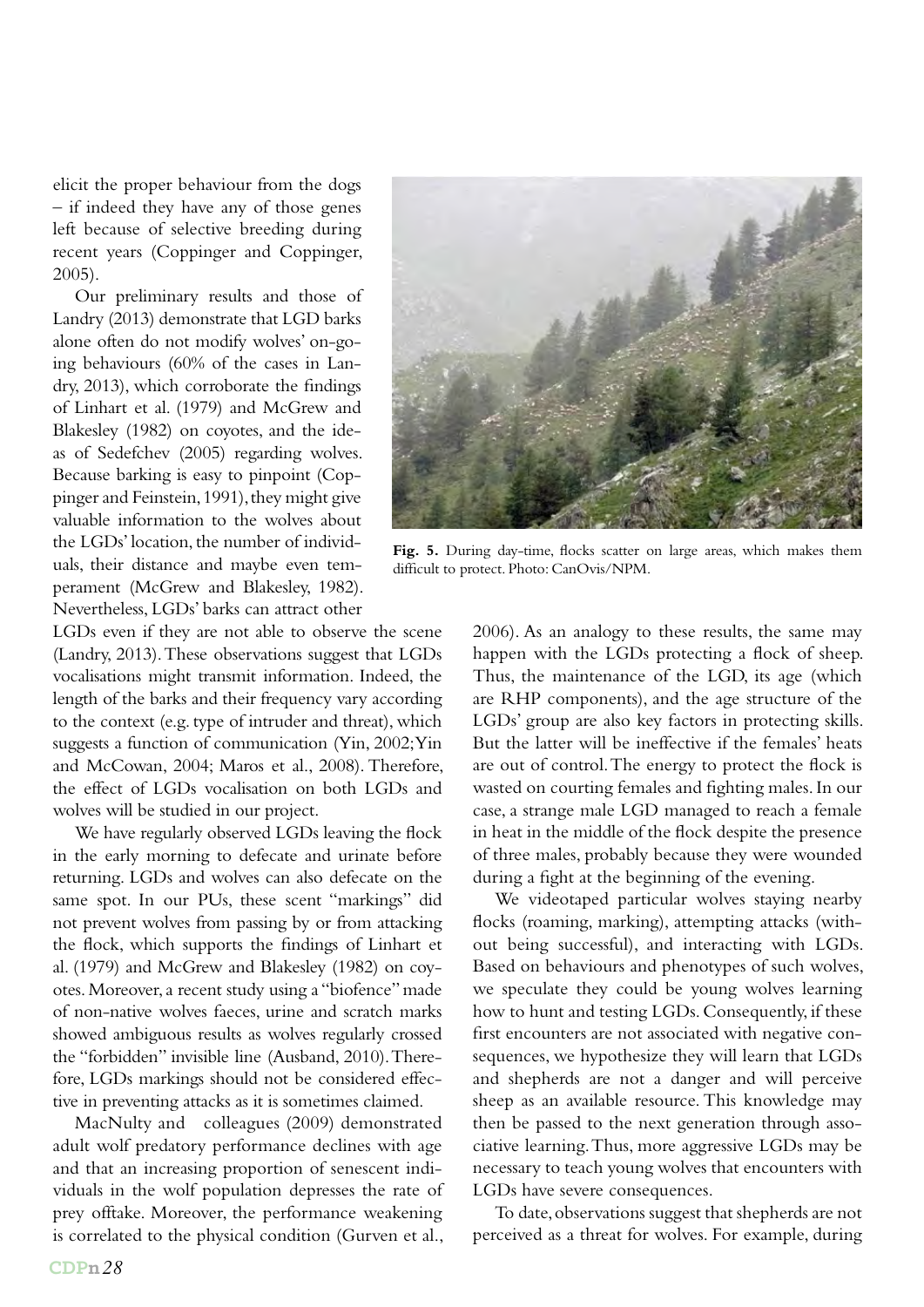elicit the proper behaviour from the dogs – if indeed they have any of those genes left because of selective breeding during recent years (Coppinger and Coppinger, 2005).

Our preliminary results and those of Landry (2013) demonstrate that LGD barks alone often do not modify wolves' on-going behaviours (60% of the cases in Landry, 2013), which corroborate the findings of Linhart et al. (1979) and McGrew and Blakesley (1982) on coyotes, and the ideas of Sedefchev (2005) regarding wolves. Because barking is easy to pinpoint (Coppinger and Feinstein, 1991), they might give valuable information to the wolves about the LGDs' location, the number of individuals, their distance and maybe even temperament (McGrew and Blakesley, 1982). Nevertheless, LGDs' barks can attract other LGDs even if they are not able to observe the scene (Landry, 2013). These observations suggest that LGDs vocalisations might transmit information. Indeed, the length of the barks and their frequency vary according to the context (e.g. type of intruder and threat), which suggests a function of communication (Yin, 2002; Yin and McCowan, 2004; Maros et al., 2008). Therefore, the effect of LGDs vocalisation on both LGDs and wolves will be studied in our project.

We have regularly observed LGDs leaving the flock in the early morning to defecate and urinate before returning. LGDs and wolves can also defecate on the same spot. In our PUs, these scent "markings" did not prevent wolves from passing by or from attacking the flock, which supports the findings of Linhart et al. (1979) and McGrew and Blakesley (1982) on coyotes. Moreover, a recent study using a "biofence" made of non-native wolves faeces, urine and scratch marks showed ambiguous results as wolves regularly crossed the "forbidden" invisible line (Ausband, 2010). Therefore, LGDs markings should not be considered effective in preventing attacks as it is sometimes claimed.

MacNulty and colleagues (2009) demonstrated adult wolf predatory performance declines with age and that an increasing proportion of senescent individuals in the wolf population depresses the rate of prey offtake. Moreover, the performance weakening is correlated to the physical condition (Gurven et al., 2006). As an analogy to these results, the same may happen with the LGDs protecting a flock of sheep. Thus, the maintenance of the LGD, its age (which are RHP components), and the age structure of the LGDs' group are also key factors in protecting skills. But the latter will be ineffective if the females' heats are out of control. The energy to protect the flock is wasted on courting females and fighting males. In our case, a strange male LGD managed to reach a female in heat in the middle of the flock despite the presence of three males, probably because they were wounded during a fight at the beginning of the evening.

**Fig. 5.** During day-time, flocks scatter on large areas, which makes them difficult to protect. Photo: CanOvis/NPM.

We videotaped particular wolves staying nearby flocks (roaming, marking), attempting attacks (without being successful), and interacting with LGDs. Based on behaviours and phenotypes of such wolves, we speculate they could be young wolves learning how to hunt and testing LGDs. Consequently, if these first encounters are not associated with negative consequences, we hypothesize they will learn that LGDs and shepherds are not a danger and will perceive sheep as an available resource. This knowledge may then be passed to the next generation through associative learning. Thus, more aggressive LGDs may be necessary to teach young wolves that encounters with LGDs have severe consequences.

To date, observations suggest that shepherds are not perceived as a threat for wolves. For example, during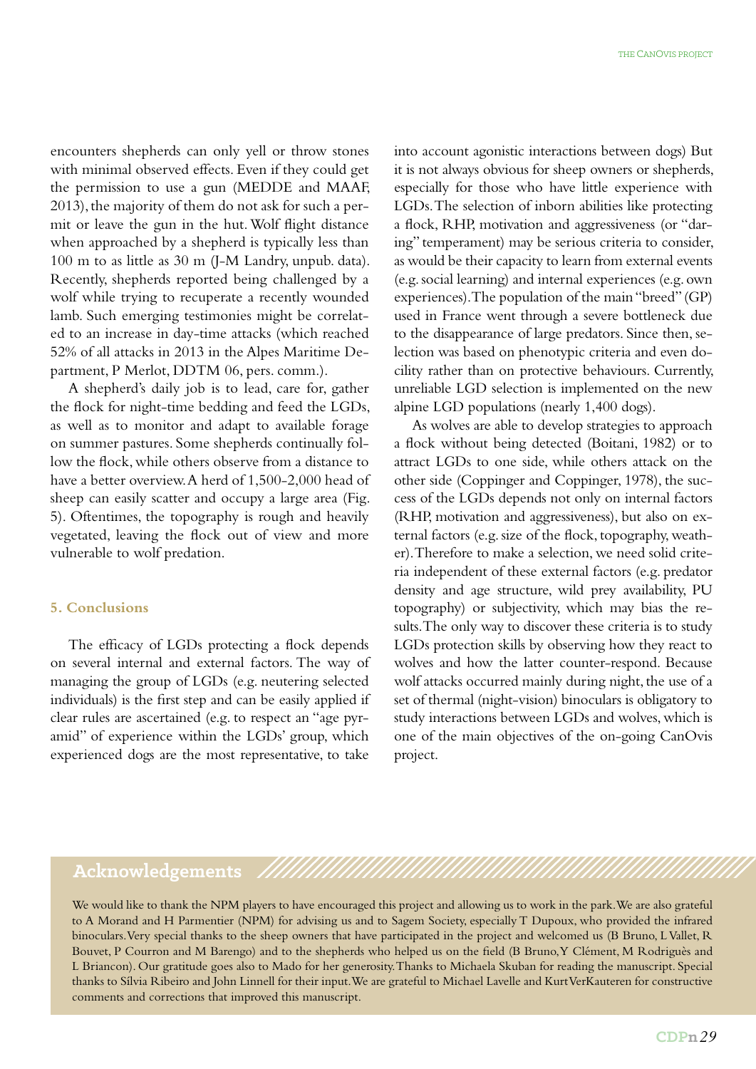encounters shepherds can only yell or throw stones with minimal observed effects. Even if they could get the permission to use a gun (MEDDE and MAAF, 2013), the majority of them do not ask for such a permit or leave the gun in the hut. Wolf flight distance when approached by a shepherd is typically less than 100 m to as little as 30 m (J-M Landry, unpub. data). Recently, shepherds reported being challenged by a wolf while trying to recuperate a recently wounded lamb. Such emerging testimonies might be correlated to an increase in day-time attacks (which reached 52% of all attacks in 2013 in the Alpes Maritime Department, P Merlot, DDTM 06, pers. comm.).

A shepherd's daily job is to lead, care for, gather the flock for night-time bedding and feed the LGDs, as well as to monitor and adapt to available forage on summer pastures. Some shepherds continually follow the flock, while others observe from a distance to have a better overview. A herd of 1,500-2,000 head of sheep can easily scatter and occupy a large area (Fig. 5). Oftentimes, the topography is rough and heavily vegetated, leaving the flock out of view and more vulnerable to wolf predation.

## 5. Conclusions

The efficacy of LGDs protecting a flock depends on several internal and external factors. The way of managing the group of LGDs (e.g. neutering selected individuals) is the first step and can be easily applied if clear rules are ascertained (e.g. to respect an "age pyramid" of experience within the LGDs' group, which experienced dogs are the most representative, to take into account agonistic interactions between dogs) But it is not always obvious for sheep owners or shepherds, especially for those who have little experience with LGDs. The selection of inborn abilities like protecting a flock, RHP, motivation and aggressiveness (or "daring" temperament) may be serious criteria to consider, as would be their capacity to learn from external events (e.g. social learning) and internal experiences (e.g. own experiences). The population of the main "breed" (GP) used in France went through a severe bottleneck due to the disappearance of large predators. Since then, selection was based on phenotypic criteria and even docility rather than on protective behaviours. Currently, unreliable LGD selection is implemented on the new alpine LGD populations (nearly 1,400 dogs).

As wolves are able to develop strategies to approach a flock without being detected (Boitani, 1982) or to attract LGDs to one side, while others attack on the other side (Coppinger and Coppinger, 1978), the success of the LGDs depends not only on internal factors (RHP, motivation and aggressiveness), but also on external factors (e.g. size of the flock, topography, weather). Therefore to make a selection, we need solid criteria independent of these external factors (e.g. predator density and age structure, wild prey availability, PU topography) or subjectivity, which may bias the results. The only way to discover these criteria is to study LGDs protection skills by observing how they react to wolves and how the latter counter-respond. Because wolf attacks occurred mainly during night, the use of a set of thermal (night-vision) binoculars is obligatory to study interactions between LGDs and wolves, which is one of the main objectives of the on-going CanOvis project.

## Acknowledgements

We would like to thank the NPM players to have encouraged this project and allowing us to work in the park. We are also grateful to A Morand and H Parmentier (NPM) for advising us and to Sagem Society, especially T Dupoux, who provided the infrared binoculars. Very special thanks to the sheep owners that have participated in the project and welcomed us (B Bruno, L Vallet, R Bouvet, P Courron and M Barengo) and to the shepherds who helped us on the field (B Bruno, Y Clément, M Rodriguès and L Briancon). Our gratitude goes also to Mado for her generosity. Thanks to Michaela Skuban for reading the manuscript. Special thanks to Sílvia Ribeiro and John Linnell for their input. We are grateful to Michael Lavelle and Kurt VerKauteren for constructive comments and corrections that improved this manuscript.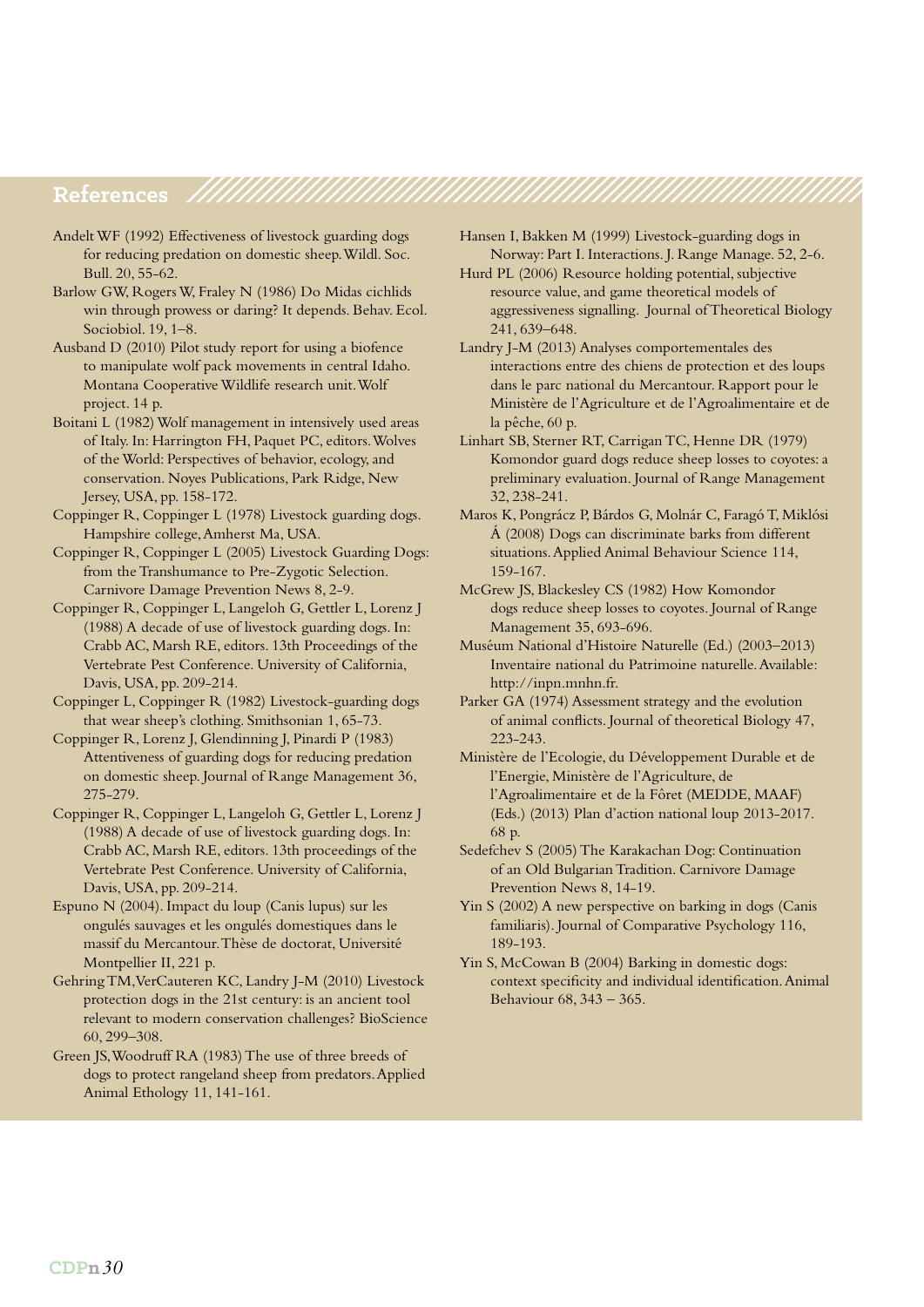## References

Andelt WF (1992) Effectiveness of livestock guarding dogs for reducing predation on domestic sheep. Wildl. Soc. Bull. 20, 55-62.

Barlow GW, Rogers W, Fraley N (1986) Do Midas cichlids win through prowess or daring? It depends. Behav. Ecol. Sociobiol. 19, 1–8.

Ausband D (2010) Pilot study report for using a biofence to manipulate wolf pack movements in central Idaho. Montana Cooperative Wildlife research unit. Wolf project. 14 p.

Boitani L (1982) Wolf management in intensively used areas of Italy. In: Harrington FH, Paquet PC, editors. Wolves of the World: Perspectives of behavior, ecology, and conservation. Noyes Publications, Park Ridge, New Jersey, USA, pp. 158-172.

Coppinger R, Coppinger L (1978) Livestock guarding dogs. Hampshire college, Amherst Ma, USA.

Coppinger R, Coppinger L (2005) Livestock Guarding Dogs: from the Transhumance to Pre-Zygotic Selection. Carnivore Damage Prevention News 8, 2-9.

Coppinger R, Coppinger L, Langeloh G, Gettler L, Lorenz J (1988) A decade of use of livestock guarding dogs. In: Crabb AC, Marsh RE, editors. 13th Proceedings of the Vertebrate Pest Conference. University of California, Davis, USA, pp. 209-214.

Coppinger L, Coppinger R (1982) Livestock-guarding dogs that wear sheep's clothing. Smithsonian 1, 65-73.

Coppinger R, Lorenz J, Glendinning J, Pinardi P (1983) Attentiveness of guarding dogs for reducing predation on domestic sheep. Journal of Range Management 36, 275-279.

Coppinger R, Coppinger L, Langeloh G, Gettler L, Lorenz J (1988) A decade of use of livestock guarding dogs. In: Crabb AC, Marsh RE, editors. 13th proceedings of the Vertebrate Pest Conference. University of California, Davis, USA, pp. 209-214.

Espuno N (2004). Impact du loup (Canis lupus) sur les ongulés sauvages et les ongulés domestiques dans le massif du Mercantour. Thèse de doctorat, Université Montpellier II, 221 p.

Gehring TM, VerCauteren KC, Landry J-M (2010) Livestock protection dogs in the 21st century: is an ancient tool relevant to modern conservation challenges? BioScience 60, 299–308.

Green JS, Woodruff RA (1983) The use of three breeds of dogs to protect rangeland sheep from predators. Applied Animal Ethology 11, 141-161.

Hansen I, Bakken M (1999) Livestock-guarding dogs in Norway: Part I. Interactions. J. Range Manage. 52, 2-6.

Hurd PL (2006) Resource holding potential, subjective resource value, and game theoretical models of aggressiveness signalling. Journal of Theoretical Biology 241, 639–648.

Landry J-M (2013) Analyses comportementales des interactions entre des chiens de protection et des loups dans le parc national du Mercantour. Rapport pour le Ministère de l'Agriculture et de l'Agroalimentaire et de la pêche, 60 p.

Linhart SB, Sterner RT, Carrigan TC, Henne DR (1979) Komondor guard dogs reduce sheep losses to coyotes: a preliminary evaluation. Journal of Range Management 32, 238-241.

Maros K, Pongrácz P, Bárdos G, Molnár C, Faragó T, Miklósi Á (2008) Dogs can discriminate barks from different situations. Applied Animal Behaviour Science 114, 159-167.

McGrew JS, Blackesley CS (1982) How Komondor dogs reduce sheep losses to coyotes. Journal of Range Management 35, 693-696.

Muséum National d'Histoire Naturelle (Ed.) (2003–2013) Inventaire national du Patrimoine naturelle. Available: http://inpn.mnhn.fr.

Parker GA (1974) Assessment strategy and the evolution of animal conflicts. Journal of theoretical Biology 47, 223-243.

Ministère de l'Ecologie, du Développement Durable et de l'Energie, Ministère de l'Agriculture, de l'Agroalimentaire et de la Fôret (MEDDE, MAAF) (Eds.) (2013) Plan d'action national loup 2013-2017. 68 p.

Sedefchev S (2005) The Karakachan Dog: Continuation of an Old Bulgarian Tradition. Carnivore Damage Prevention News 8, 14-19.

Yin S (2002) A new perspective on barking in dogs (Canis familiaris). Journal of Comparative Psychology 116, 189-193.

Yin S, McCowan B (2004) Barking in domestic dogs: context specificity and individual identification. Animal Behaviour 68, 343 – 365.